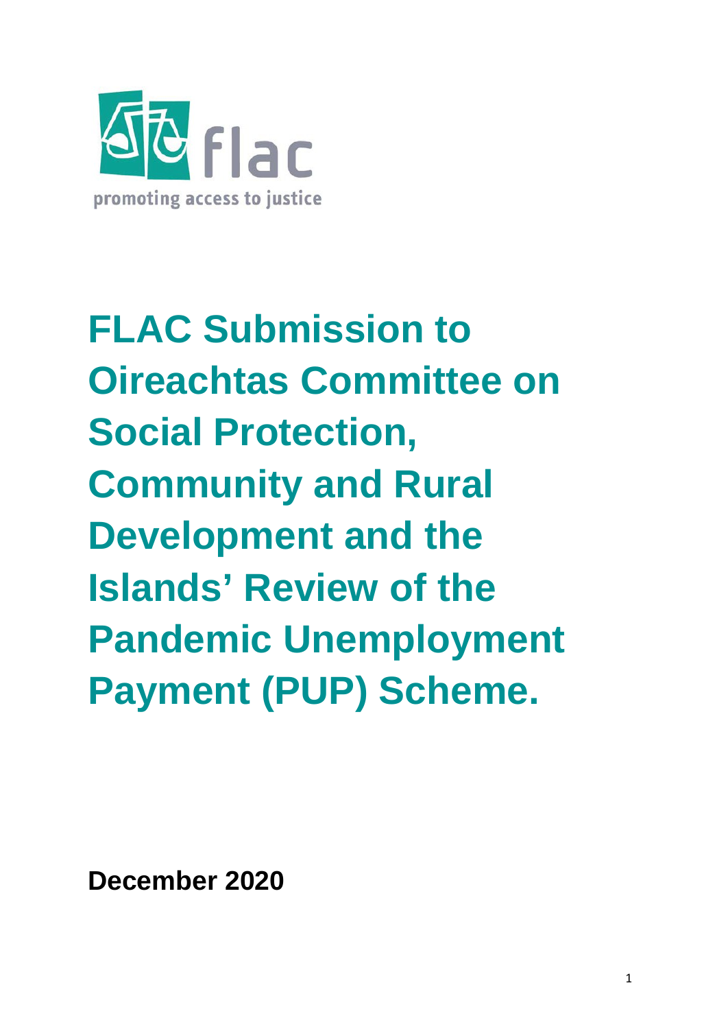flac

promoting access to justice

# FLAC Submission to Oireachtas Committee on Social Protection, Community and Rural Development and the Islands' Review of the Pandemic Unemployment Payment (PUP) Scheme.

**December 2020**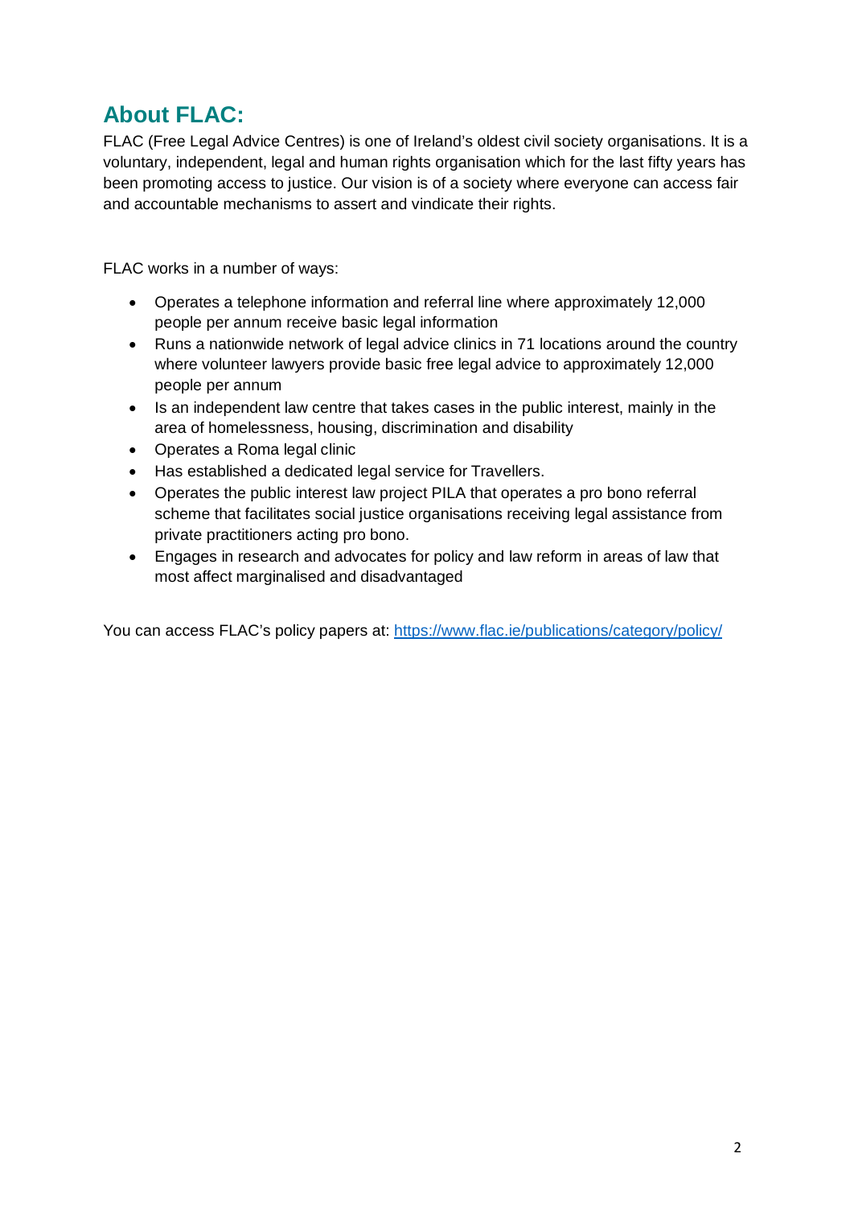## About FLAC:

FLAC (Free Legal Advice Centres) is one of Ireland's oldest civil society organisations. It is a voluntary, independent, legal and human rights organisation which for the last fifty years has been promoting access to justice. Our vision is of a society where everyone can access fair and accountable mechanisms to assert and vindicate their rights.

FLAC works in a number of ways:

- Operates a telephone information and referral line where approximately 12,000 people per annum receive basic legal information
- Runs a nationwide network of legal advice clinics in 71 locations around the country where volunteer lawyers provide basic free legal advice to approximately 12,000 people per annum
- Is an independent law centre that takes cases in the public interest, mainly in the area of homelessness, housing, discrimination and disability
- Operates a Roma legal clinic
- Has established a dedicated legal service for Travellers.
- Operates the public interest law project PILA that operates a pro bono referral scheme that facilitates social justice organisations receiving legal assistance from private practitioners acting pro bono.
- Engages in research and advocates for policy and law reform in areas of law that most affect marginalised and disadvantaged

You can access FLAC's policy papers at: [https://www.flac.ie/publications/category/policy/](https://www.flac.ie/publications/category/policy/)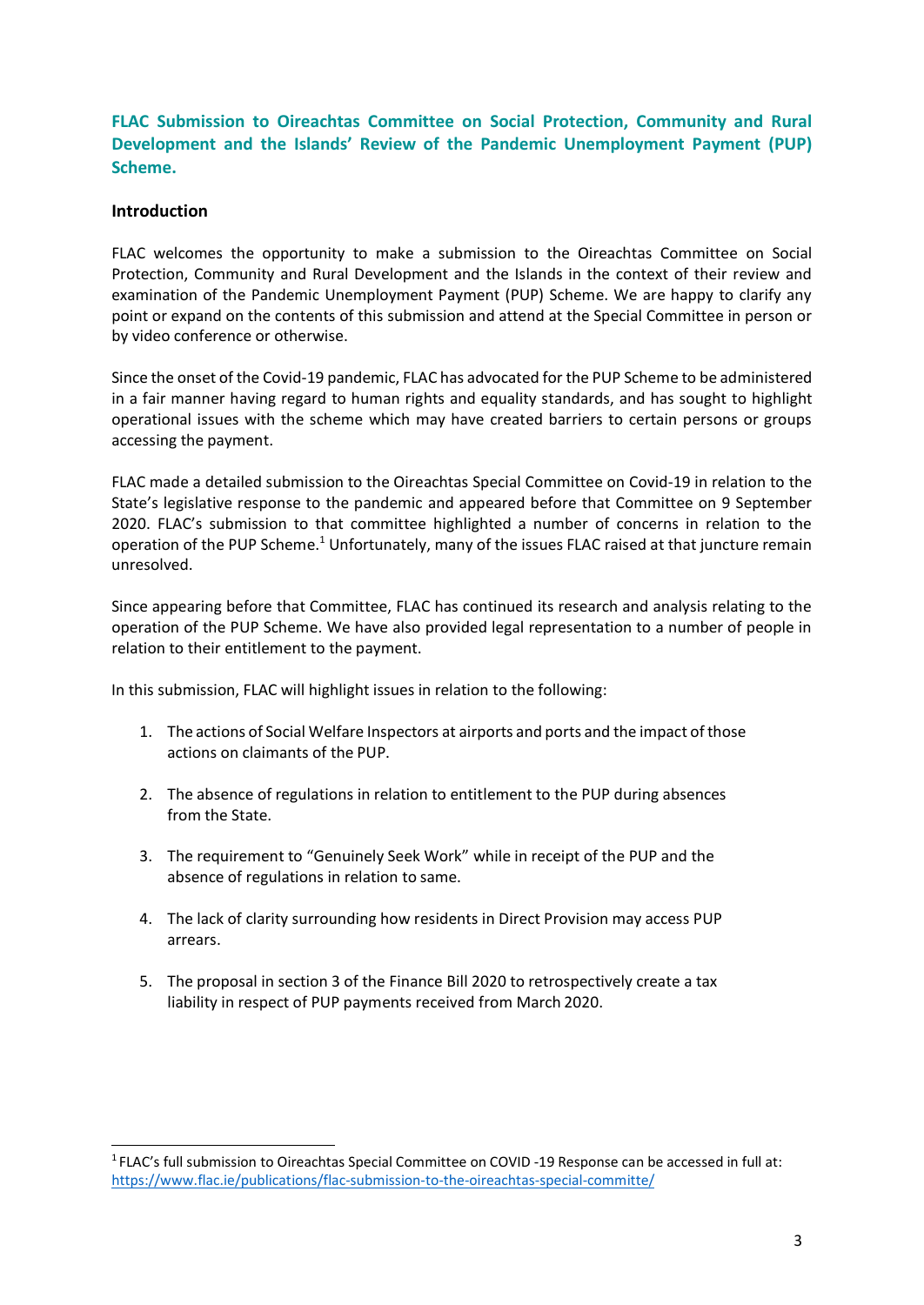## FLAC Submission to Oireachtas Committee on Social Protection, Community and Rural Development and the Islands' Review of the Pandemic Unemployment Payment (PUP) Scheme.

### Introduction

FLAC welcomes the opportunity to make a submission to the Oireachtas Committee on Social Protection, Community and Rural Development and the Islands in the context of their review and examination of the Pandemic Unemployment Payment (PUP) Scheme. We are happy to clarify any point or expand on the contents of this submission and attend at the Special Committee in person or by video conference or otherwise.

Since the onset of the Covid-19 pandemic, FLAC has advocated for the PUP Scheme to be administered in a fair manner having regard to human rights and equality standards, and has sought to highlight operational issues with the scheme which may have created barriers to certain persons or groups accessing the payment.

FLAC made a detailed submission to the Oireachtas Special Committee on Covid-19 in relation to the State's legislative response to the pandemic and appeared before that Committee on 9 September 2020. FLAC's submission to that committee highlighted a number of concerns in relation to the operation of the PUP Scheme.[1] Unfortunately, many of the issues FLAC raised at that juncture remain unresolved.

Since appearing before that Committee, FLAC has continued its research and analysis relating to the operation of the PUP Scheme. We have also provided legal representation to a number of people in relation to their entitlement to the payment.

In this submission, FLAC will highlight issues in relation to the following:

1. The actions of Social Welfare Inspectors at airports and ports and the impact of those actions on claimants of the PUP.

2. The absence of regulations in relation to entitlement to the PUP during absences from the State.

3. The requirement to "Genuinely Seek Work" while in receipt of the PUP and the absence of regulations in relation to same.

4. The lack of clarity surrounding how residents in Direct Provision may access PUP arrears.

5. The proposal in section 3 of the Finance Bill 2020 to retrospectively create a tax liability in respect of PUP payments received from March 2020.

---

[1] FLAC's full submission to Oireachtas Special Committee on COVID -19 Response can be accessed in full at: https://www.flac.ie/publications/flac-submission-to-the-oireachtas-special-committe/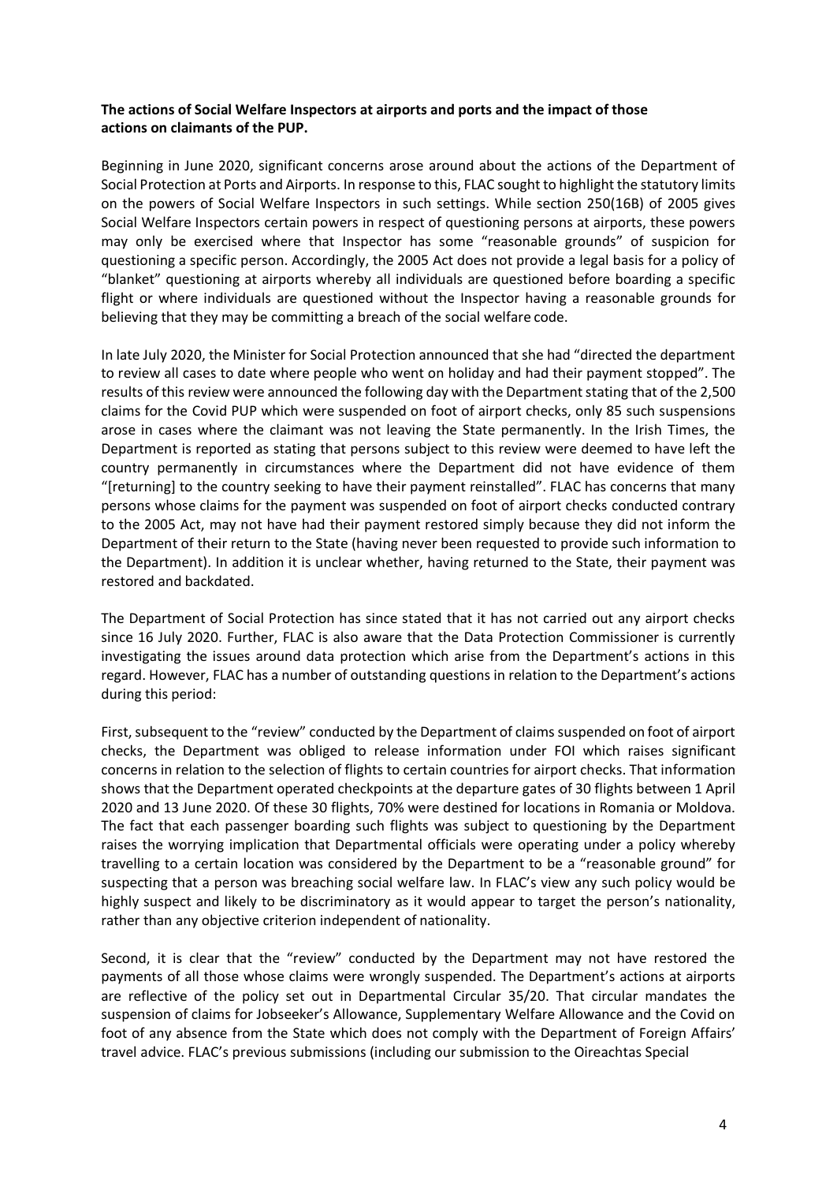**The actions of Social Welfare Inspectors at airports and ports and the impact of those actions on claimants of the PUP.**

Beginning in June 2020, significant concerns arose around about the actions of the Department of Social Protection at Ports and Airports. In response to this, FLAC sought to highlight the statutory limits on the powers of Social Welfare Inspectors in such settings. While section 250(16B) of 2005 gives Social Welfare Inspectors certain powers in respect of questioning persons at airports, these powers may only be exercised where that Inspector has some "reasonable grounds" of suspicion for questioning a specific person. Accordingly, the 2005 Act does not provide a legal basis for a policy of "blanket" questioning at airports whereby all individuals are questioned before boarding a specific flight or where individuals are questioned without the Inspector having a reasonable grounds for believing that they may be committing a breach of the social welfare code.

In late July 2020, the Minister for Social Protection announced that she had "directed the department to review all cases to date where people who went on holiday and had their payment stopped". The results of this review were announced the following day with the Department stating that of the 2,500 claims for the Covid PUP which were suspended on foot of airport checks, only 85 such suspensions arose in cases where the claimant was not leaving the State permanently. In the Irish Times, the Department is reported as stating that persons subject to this review were deemed to have left the country permanently in circumstances where the Department did not have evidence of them "[returning] to the country seeking to have their payment reinstalled". FLAC has concerns that many persons whose claims for the payment was suspended on foot of airport checks conducted contrary to the 2005 Act, may not have had their payment restored simply because they did not inform the Department of their return to the State (having never been requested to provide such information to the Department). In addition it is unclear whether, having returned to the State, their payment was restored and backdated.

The Department of Social Protection has since stated that it has not carried out any airport checks since 16 July 2020. Further, FLAC is also aware that the Data Protection Commissioner is currently investigating the issues around data protection which arise from the Department's actions in this regard. However, FLAC has a number of outstanding questions in relation to the Department's actions during this period:

First, subsequent to the "review" conducted by the Department of claims suspended on foot of airport checks, the Department was obliged to release information under FOI which raises significant concerns in relation to the selection of flights to certain countries for airport checks. That information shows that the Department operated checkpoints at the departure gates of 30 flights between 1 April 2020 and 13 June 2020. Of these 30 flights, 70% were destined for locations in Romania or Moldova. The fact that each passenger boarding such flights was subject to questioning by the Department raises the worrying implication that Departmental officials were operating under a policy whereby travelling to a certain location was considered by the Department to be a "reasonable ground" for suspecting that a person was breaching social welfare law. In FLAC's view any such policy would be highly suspect and likely to be discriminatory as it would appear to target the person's nationality, rather than any objective criterion independent of nationality.

Second, it is clear that the "review" conducted by the Department may not have restored the payments of all those whose claims were wrongly suspended. The Department's actions at airports are reflective of the policy set out in Departmental Circular 35/20. That circular mandates the suspension of claims for Jobseeker's Allowance, Supplementary Welfare Allowance and the Covid on foot of any absence from the State which does not comply with the Department of Foreign Affairs' travel advice. FLAC's previous submissions (including our submission to the Oireachtas Special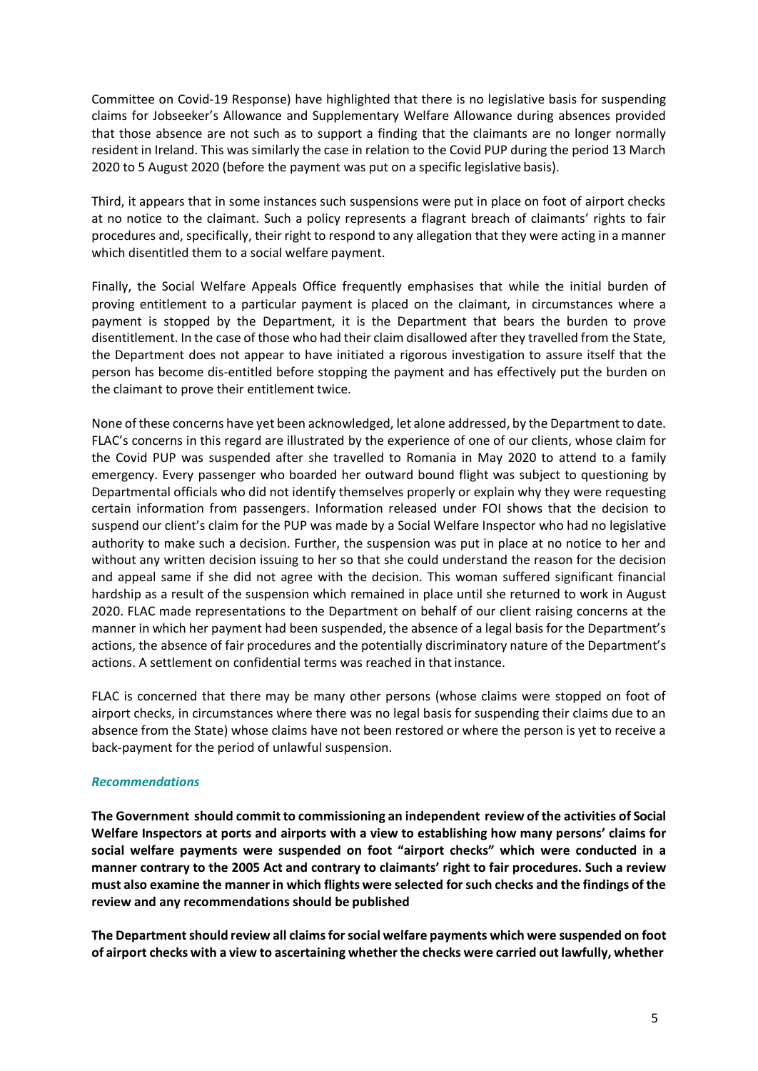Committee on Covid-19 Response) have highlighted that there is no legislative basis for suspending claims for Jobseeker's Allowance and Supplementary Welfare Allowance during absences provided that those absence are not such as to support a finding that the claimants are no longer normally resident in Ireland. This was similarly the case in relation to the Covid PUP during the period 13 March 2020 to 5 August 2020 (before the payment was put on a specific legislative basis).

Third, it appears that in some instances such suspensions were put in place on foot of airport checks at no notice to the claimant. Such a policy represents a flagrant breach of claimants' rights to fair procedures and, specifically, their right to respond to any allegation that they were acting in a manner which disentitled them to a social welfare payment.

Finally, the Social Welfare Appeals Office frequently emphasises that while the initial burden of proving entitlement to a particular payment is placed on the claimant, in circumstances where a payment is stopped by the Department, it is the Department that bears the burden to prove disentitlement. In the case of those who had their claim disallowed after they travelled from the State, the Department does not appear to have initiated a rigorous investigation to assure itself that the person has become dis-entitled before stopping the payment and has effectively put the burden on the claimant to prove their entitlement twice.

None of these concerns have yet been acknowledged, let alone addressed, by the Department to date. FLAC's concerns in this regard are illustrated by the experience of one of our clients, whose claim for the Covid PUP was suspended after she travelled to Romania in May 2020 to attend to a family emergency. Every passenger who boarded her outward bound flight was subject to questioning by Departmental officials who did not identify themselves properly or explain why they were requesting certain information from passengers. Information released under FOI shows that the decision to suspend our client's claim for the PUP was made by a Social Welfare Inspector who had no legislative authority to make such a decision. Further, the suspension was put in place at no notice to her and without any written decision issuing to her so that she could understand the reason for the decision and appeal same if she did not agree with the decision. This woman suffered significant financial hardship as a result of the suspension which remained in place until she returned to work in August 2020. FLAC made representations to the Department on behalf of our client raising concerns at the manner in which her payment had been suspended, the absence of a legal basis for the Department's actions, the absence of fair procedures and the potentially discriminatory nature of the Department's actions. A settlement on confidential terms was reached in that instance.

FLAC is concerned that there may be many other persons (whose claims were stopped on foot of airport checks, in circumstances where there was no legal basis for suspending their claims due to an absence from the State) whose claims have not been restored or where the person is yet to receive a back-payment for the period of unlawful suspension.

### *Recommendations*

**The Government should commit to commissioning an independent review of the activities of Social Welfare Inspectors at ports and airports with a view to establishing how many persons' claims for social welfare payments were suspended on foot "airport checks" which were conducted in a manner contrary to the 2005 Act and contrary to claimants' right to fair procedures. Such a review must also examine the manner in which flights were selected for such checks and the findings of the review and any recommendations should be published**

**The Department should review all claims for social welfare payments which were suspended on foot of airport checks with a view to ascertaining whether the checks were carried out lawfully, whether**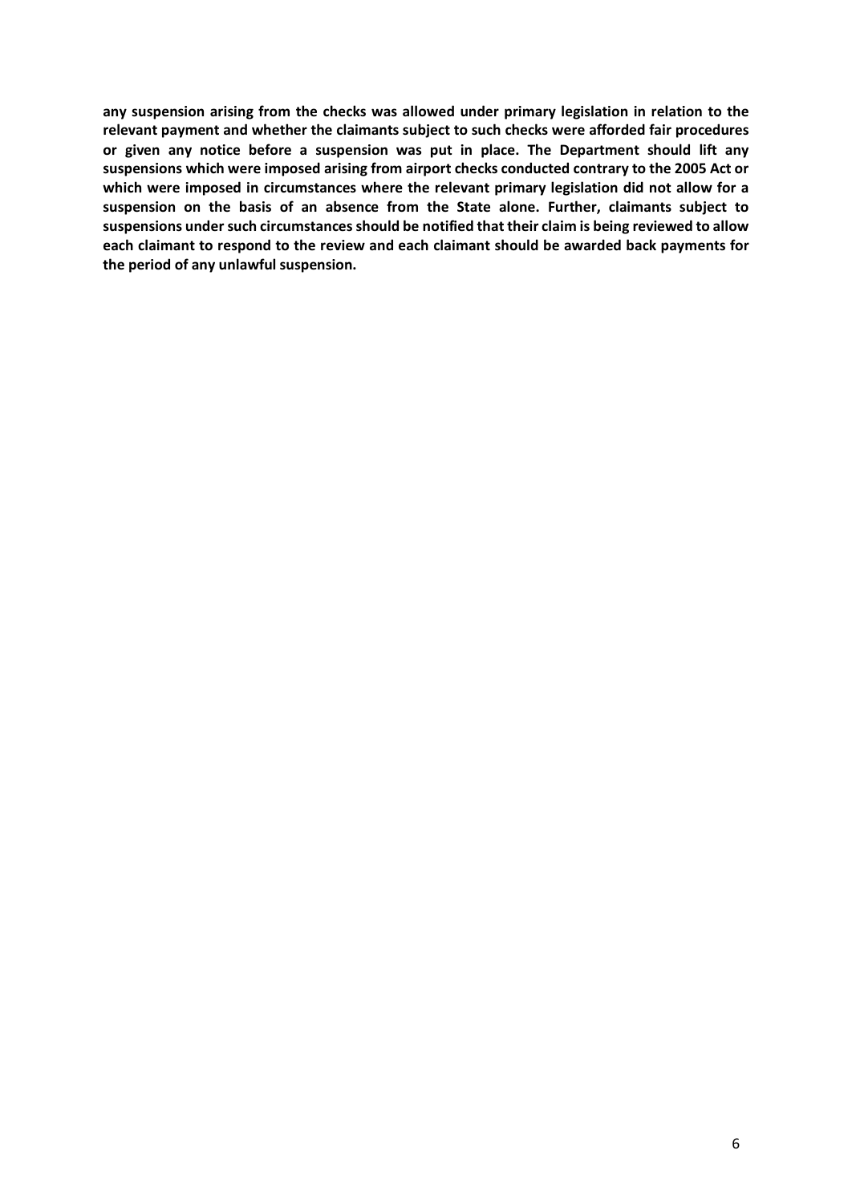**any suspension arising from the checks was allowed under primary legislation in relation to the relevant payment and whether the claimants subject to such checks were afforded fair procedures or given any notice before a suspension was put in place. The Department should lift any suspensions which were imposed arising from airport checks conducted contrary to the 2005 Act or which were imposed in circumstances where the relevant primary legislation did not allow for a suspension on the basis of an absence from the State alone. Further, claimants subject to suspensions under such circumstances should be notified that their claim is being reviewed to allow each claimant to respond to the review and each claimant should be awarded back payments for the period of any unlawful suspension.**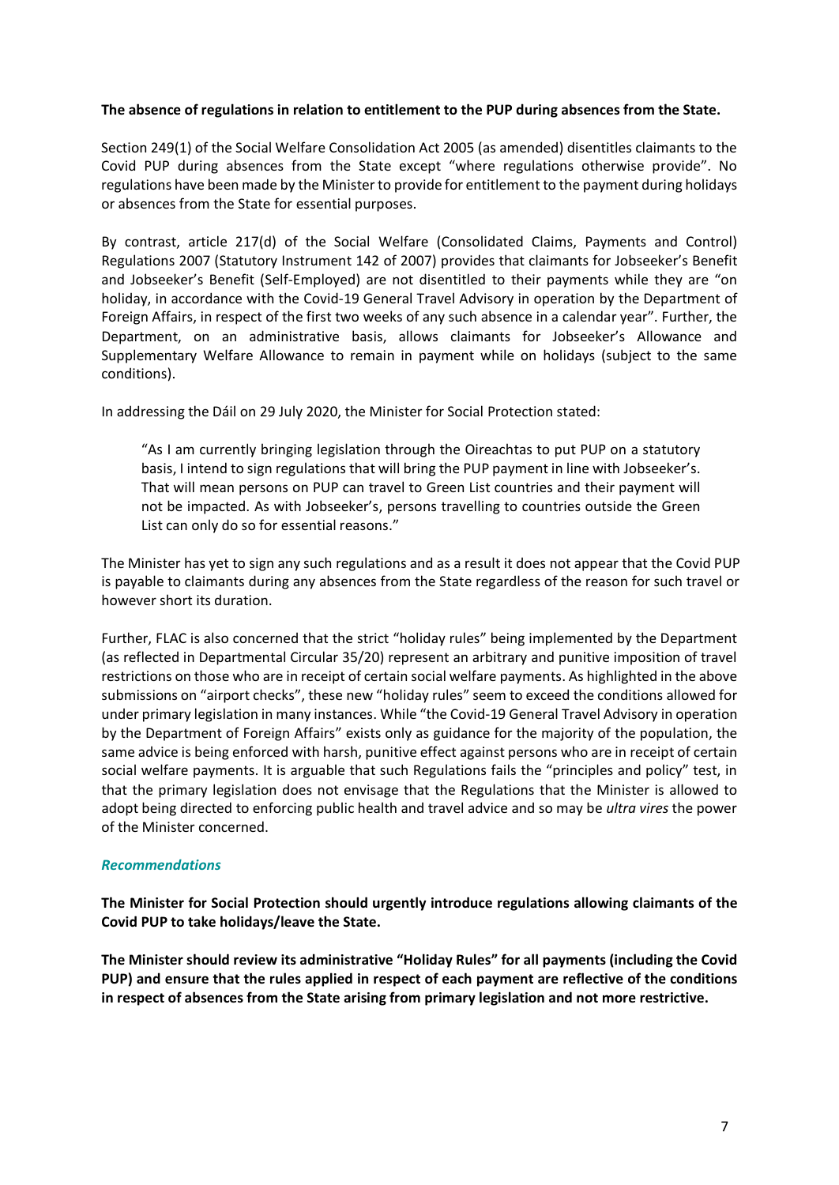**The absence of regulations in relation to entitlement to the PUP during absences from the State.**

Section 249(1) of the Social Welfare Consolidation Act 2005 (as amended) disentitles claimants to the Covid PUP during absences from the State except "where regulations otherwise provide". No regulations have been made by the Minister to provide for entitlement to the payment during holidays or absences from the State for essential purposes.

By contrast, article 217(d) of the Social Welfare (Consolidated Claims, Payments and Control) Regulations 2007 (Statutory Instrument 142 of 2007) provides that claimants for Jobseeker's Benefit and Jobseeker's Benefit (Self-Employed) are not disentitled to their payments while they are "on holiday, in accordance with the Covid-19 General Travel Advisory in operation by the Department of Foreign Affairs, in respect of the first two weeks of any such absence in a calendar year". Further, the Department, on an administrative basis, allows claimants for Jobseeker's Allowance and Supplementary Welfare Allowance to remain in payment while on holidays (subject to the same conditions).

In addressing the Dáil on 29 July 2020, the Minister for Social Protection stated:

> "As I am currently bringing legislation through the Oireachtas to put PUP on a statutory basis, I intend to sign regulations that will bring the PUP payment in line with Jobseeker's. That will mean persons on PUP can travel to Green List countries and their payment will not be impacted. As with Jobseeker's, persons travelling to countries outside the Green List can only do so for essential reasons."

The Minister has yet to sign any such regulations and as a result it does not appear that the Covid PUP is payable to claimants during any absences from the State regardless of the reason for such travel or however short its duration.

Further, FLAC is also concerned that the strict "holiday rules" being implemented by the Department (as reflected in Departmental Circular 35/20) represent an arbitrary and punitive imposition of travel restrictions on those who are in receipt of certain social welfare payments. As highlighted in the above submissions on "airport checks", these new "holiday rules" seem to exceed the conditions allowed for under primary legislation in many instances. While "the Covid-19 General Travel Advisory in operation by the Department of Foreign Affairs" exists only as guidance for the majority of the population, the same advice is being enforced with harsh, punitive effect against persons who are in receipt of certain social welfare payments. It is arguable that such Regulations fails the "principles and policy" test, in that the primary legislation does not envisage that the Regulations that the Minister is allowed to adopt being directed to enforcing public health and travel advice and so may be *ultra vires* the power of the Minister concerned.

### *Recommendations*

**The Minister for Social Protection should urgently introduce regulations allowing claimants of the Covid PUP to take holidays/leave the State.**

**The Minister should review its administrative "Holiday Rules" for all payments (including the Covid PUP) and ensure that the rules applied in respect of each payment are reflective of the conditions in respect of absences from the State arising from primary legislation and not more restrictive.**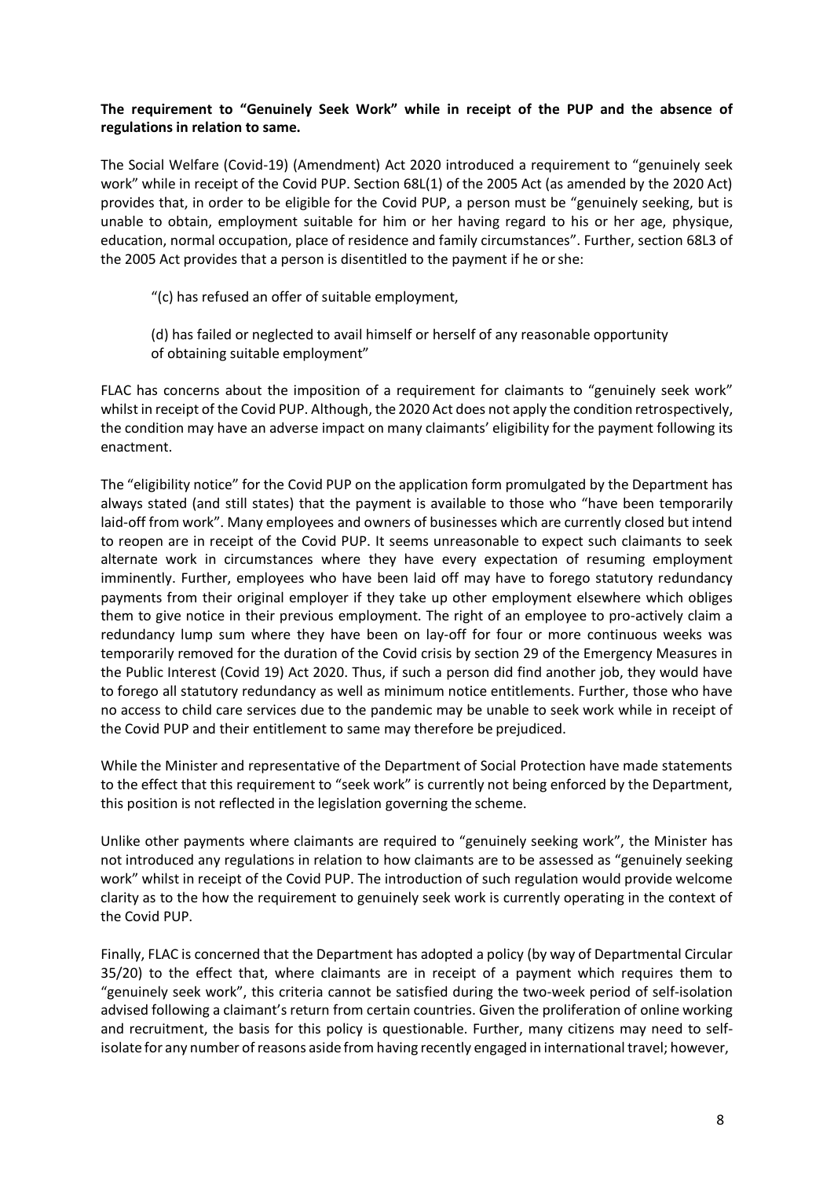**The requirement to "Genuinely Seek Work" while in receipt of the PUP and the absence of regulations in relation to same.**

The Social Welfare (Covid-19) (Amendment) Act 2020 introduced a requirement to "genuinely seek work" while in receipt of the Covid PUP. Section 68L(1) of the 2005 Act (as amended by the 2020 Act) provides that, in order to be eligible for the Covid PUP, a person must be "genuinely seeking, but is unable to obtain, employment suitable for him or her having regard to his or her age, physique, education, normal occupation, place of residence and family circumstances". Further, section 68L3 of the 2005 Act provides that a person is disentitled to the payment if he or she:

> "(c) has refused an offer of suitable employment,
>
> (d) has failed or neglected to avail himself or herself of any reasonable opportunity of obtaining suitable employment"

FLAC has concerns about the imposition of a requirement for claimants to "genuinely seek work" whilst in receipt of the Covid PUP. Although, the 2020 Act does not apply the condition retrospectively, the condition may have an adverse impact on many claimants' eligibility for the payment following its enactment.

The "eligibility notice" for the Covid PUP on the application form promulgated by the Department has always stated (and still states) that the payment is available to those who "have been temporarily laid-off from work". Many employees and owners of businesses which are currently closed but intend to reopen are in receipt of the Covid PUP. It seems unreasonable to expect such claimants to seek alternate work in circumstances where they have every expectation of resuming employment imminently. Further, employees who have been laid off may have to forego statutory redundancy payments from their original employer if they take up other employment elsewhere which obliges them to give notice in their previous employment. The right of an employee to pro-actively claim a redundancy lump sum where they have been on lay-off for four or more continuous weeks was temporarily removed for the duration of the Covid crisis by section 29 of the Emergency Measures in the Public Interest (Covid 19) Act 2020. Thus, if such a person did find another job, they would have to forego all statutory redundancy as well as minimum notice entitlements. Further, those who have no access to child care services due to the pandemic may be unable to seek work while in receipt of the Covid PUP and their entitlement to same may therefore be prejudiced.

While the Minister and representative of the Department of Social Protection have made statements to the effect that this requirement to "seek work" is currently not being enforced by the Department, this position is not reflected in the legislation governing the scheme.

Unlike other payments where claimants are required to "genuinely seeking work", the Minister has not introduced any regulations in relation to how claimants are to be assessed as "genuinely seeking work" whilst in receipt of the Covid PUP. The introduction of such regulation would provide welcome clarity as to the how the requirement to genuinely seek work is currently operating in the context of the Covid PUP.

Finally, FLAC is concerned that the Department has adopted a policy (by way of Departmental Circular 35/20) to the effect that, where claimants are in receipt of a payment which requires them to "genuinely seek work", this criteria cannot be satisfied during the two-week period of self-isolation advised following a claimant's return from certain countries. Given the proliferation of online working and recruitment, the basis for this policy is questionable. Further, many citizens may need to self-isolate for any number of reasons aside from having recently engaged in international travel; however,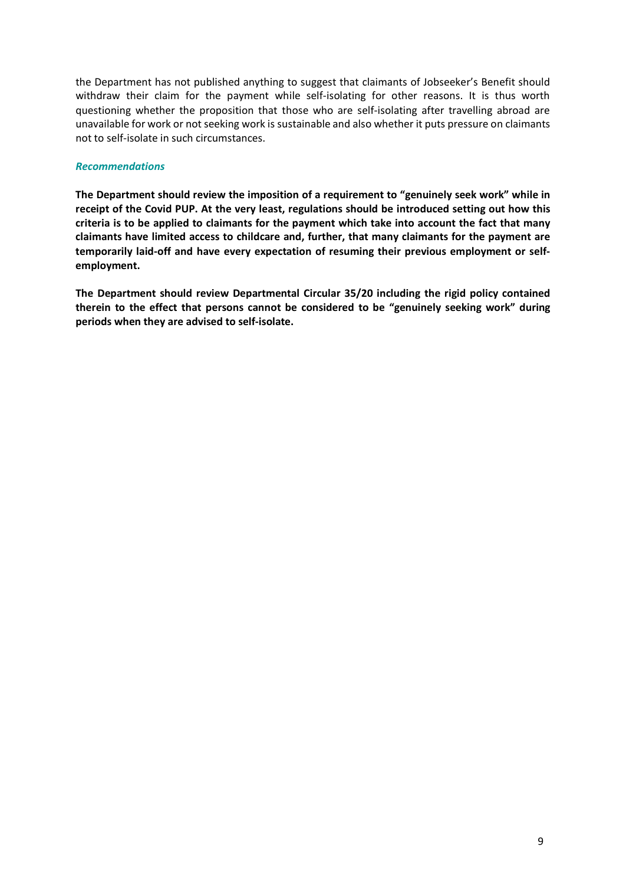the Department has not published anything to suggest that claimants of Jobseeker's Benefit should withdraw their claim for the payment while self-isolating for other reasons. It is thus worth questioning whether the proposition that those who are self-isolating after travelling abroad are unavailable for work or not seeking work is sustainable and also whether it puts pressure on claimants not to self-isolate in such circumstances.

### *Recommendations*

**The Department should review the imposition of a requirement to "genuinely seek work" while in receipt of the Covid PUP. At the very least, regulations should be introduced setting out how this criteria is to be applied to claimants for the payment which take into account the fact that many claimants have limited access to childcare and, further, that many claimants for the payment are temporarily laid-off and have every expectation of resuming their previous employment or self-employment.**

**The Department should review Departmental Circular 35/20 including the rigid policy contained therein to the effect that persons cannot be considered to be "genuinely seeking work" during periods when they are advised to self-isolate.**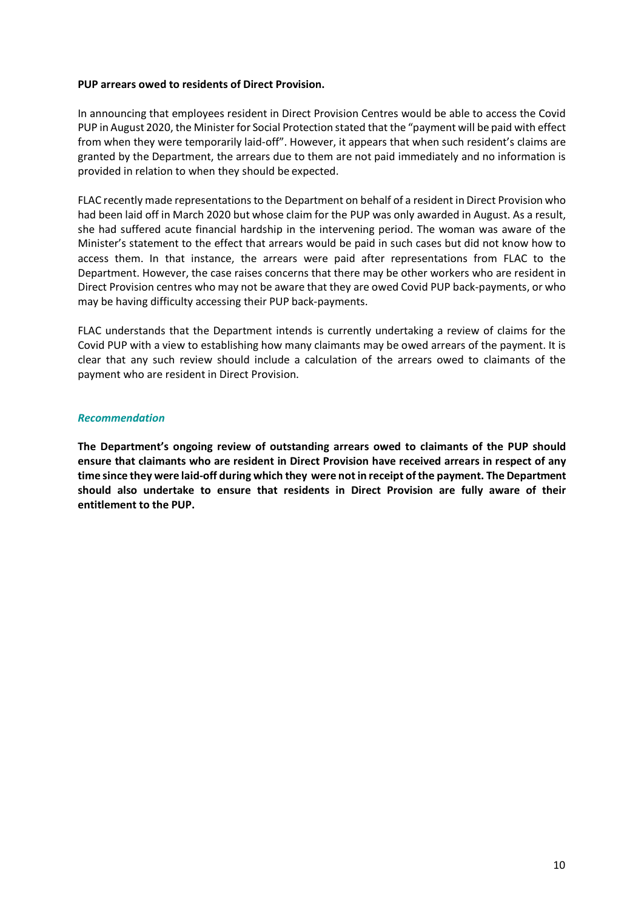**PUP arrears owed to residents of Direct Provision.**

In announcing that employees resident in Direct Provision Centres would be able to access the Covid PUP in August 2020, the Minister for Social Protection stated that the "payment will be paid with effect from when they were temporarily laid-off". However, it appears that when such resident's claims are granted by the Department, the arrears due to them are not paid immediately and no information is provided in relation to when they should be expected.

FLAC recently made representations to the Department on behalf of a resident in Direct Provision who had been laid off in March 2020 but whose claim for the PUP was only awarded in August. As a result, she had suffered acute financial hardship in the intervening period. The woman was aware of the Minister's statement to the effect that arrears would be paid in such cases but did not know how to access them. In that instance, the arrears were paid after representations from FLAC to the Department. However, the case raises concerns that there may be other workers who are resident in Direct Provision centres who may not be aware that they are owed Covid PUP back-payments, or who may be having difficulty accessing their PUP back-payments.

FLAC understands that the Department intends is currently undertaking a review of claims for the Covid PUP with a view to establishing how many claimants may be owed arrears of the payment. It is clear that any such review should include a calculation of the arrears owed to claimants of the payment who are resident in Direct Provision.

***Recommendation***

**The Department's ongoing review of outstanding arrears owed to claimants of the PUP should ensure that claimants who are resident in Direct Provision have received arrears in respect of any time since they were laid-off during which they were not in receipt of the payment. The Department should also undertake to ensure that residents in Direct Provision are fully aware of their entitlement to the PUP.**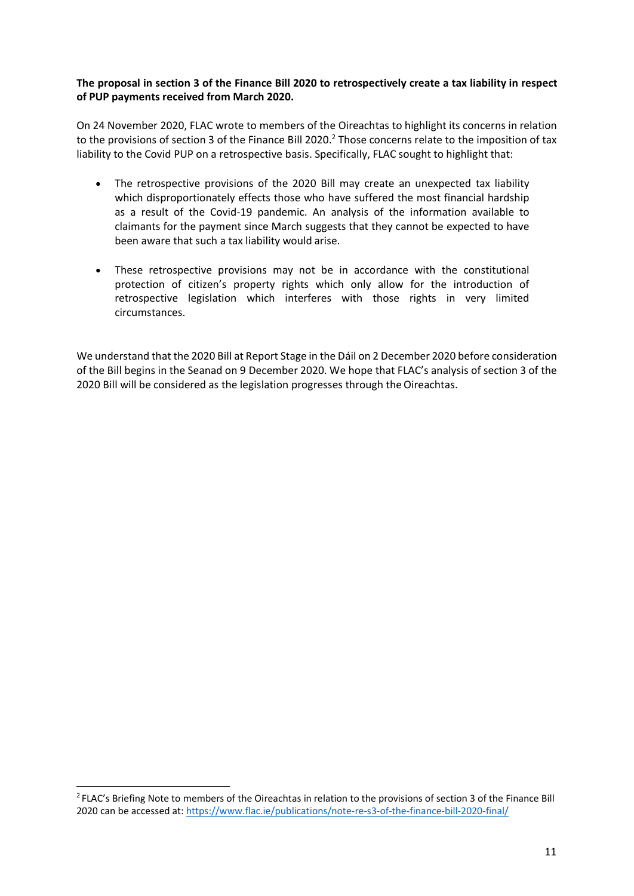**The proposal in section 3 of the Finance Bill 2020 to retrospectively create a tax liability in respect of PUP payments received from March 2020.**

On 24 November 2020, FLAC wrote to members of the Oireachtas to highlight its concerns in relation to the provisions of section 3 of the Finance Bill 2020.[2] Those concerns relate to the imposition of tax liability to the Covid PUP on a retrospective basis. Specifically, FLAC sought to highlight that:

- The retrospective provisions of the 2020 Bill may create an unexpected tax liability which disproportionately effects those who have suffered the most financial hardship as a result of the Covid-19 pandemic. An analysis of the information available to claimants for the payment since March suggests that they cannot be expected to have been aware that such a tax liability would arise.

- These retrospective provisions may not be in accordance with the constitutional protection of citizen's property rights which only allow for the introduction of retrospective legislation which interferes with those rights in very limited circumstances.

We understand that the 2020 Bill at Report Stage in the Dáil on 2 December 2020 before consideration of the Bill begins in the Seanad on 9 December 2020. We hope that FLAC's analysis of section 3 of the 2020 Bill will be considered as the legislation progresses through the Oireachtas.

---

[2] FLAC's Briefing Note to members of the Oireachtas in relation to the provisions of section 3 of the Finance Bill 2020 can be accessed at: https://www.flac.ie/publications/note-re-s3-of-the-finance-bill-2020-final/